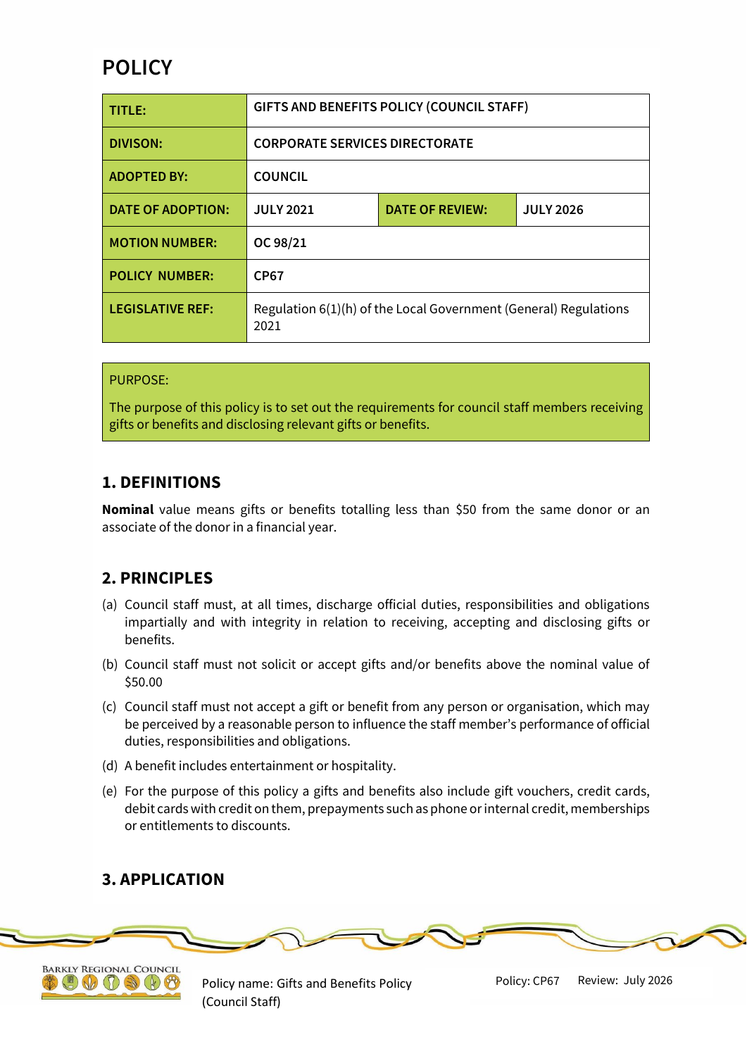# POLICY

| TITLE: | GIFTS AND BENEFITS POLICY (COUNCIL STAFF) | | |
|---|---|---|---|
| DIVISON: | CORPORATE SERVICES DIRECTORATE | | |
| ADOPTED BY: | COUNCIL | | |
| DATE OF ADOPTION: | JULY 2021 | DATE OF REVIEW: | JULY 2026 |
| MOTION NUMBER: | OC 98/21 | | |
| POLICY NUMBER: | CP67 | | |
| LEGISLATIVE REF: | Regulation 6(1)(h) of the Local Government (General) Regulations 2021 | | |

PURPOSE:

The purpose of this policy is to set out the requirements for council staff members receiving gifts or benefits and disclosing relevant gifts or benefits.

## 1. DEFINITIONS

**Nominal** value means gifts or benefits totalling less than $50 from the same donor or an associate of the donor in a financial year.

## 2. PRINCIPLES

(a) Council staff must, at all times, discharge official duties, responsibilities and obligations impartially and with integrity in relation to receiving, accepting and disclosing gifts or benefits.

(b) Council staff must not solicit or accept gifts and/or benefits above the nominal value of $50.00

(c) Council staff must not accept a gift or benefit from any person or organisation, which may be perceived by a reasonable person to influence the staff member's performance of official duties, responsibilities and obligations.

(d) A benefit includes entertainment or hospitality.

(e) For the purpose of this policy a gifts and benefits also include gift vouchers, credit cards, debit cards with credit on them, prepayments such as phone or internal credit, memberships or entitlements to discounts.

## 3. APPLICATION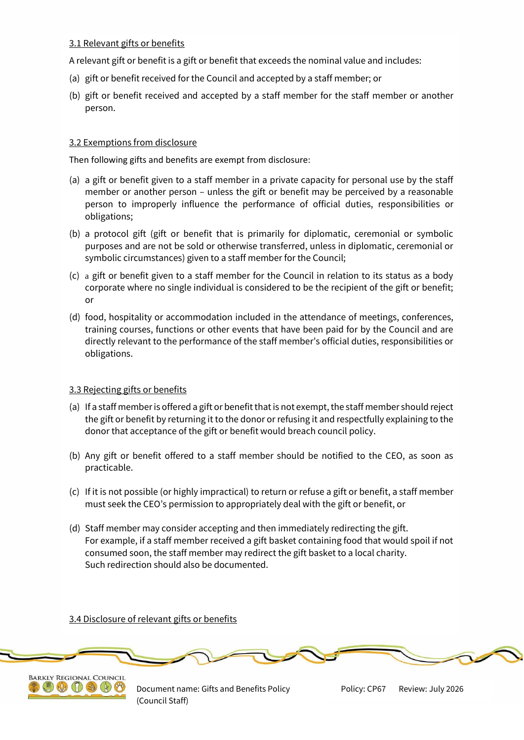3.1 Relevant gifts or benefits

A relevant gift or benefit is a gift or benefit that exceeds the nominal value and includes:

(a) gift or benefit received for the Council and accepted by a staff member; or

(b) gift or benefit received and accepted by a staff member for the staff member or another person.

3.2 Exemptions from disclosure

Then following gifts and benefits are exempt from disclosure:

(a) a gift or benefit given to a staff member in a private capacity for personal use by the staff member or another person – unless the gift or benefit may be perceived by a reasonable person to improperly influence the performance of official duties, responsibilities or obligations;

(b) a protocol gift (gift or benefit that is primarily for diplomatic, ceremonial or symbolic purposes and are not be sold or otherwise transferred, unless in diplomatic, ceremonial or symbolic circumstances) given to a staff member for the Council;

(c) a gift or benefit given to a staff member for the Council in relation to its status as a body corporate where no single individual is considered to be the recipient of the gift or benefit; or

(d) food, hospitality or accommodation included in the attendance of meetings, conferences, training courses, functions or other events that have been paid for by the Council and are directly relevant to the performance of the staff member's official duties, responsibilities or obligations.

3.3 Rejecting gifts or benefits

(a) If a staff member is offered a gift or benefit that is not exempt, the staff member should reject the gift or benefit by returning it to the donor or refusing it and respectfully explaining to the donor that acceptance of the gift or benefit would breach council policy.

(b) Any gift or benefit offered to a staff member should be notified to the CEO, as soon as practicable.

(c) If it is not possible (or highly impractical) to return or refuse a gift or benefit, a staff member must seek the CEO's permission to appropriately deal with the gift or benefit, or

(d) Staff member may consider accepting and then immediately redirecting the gift.
For example, if a staff member received a gift basket containing food that would spoil if not consumed soon, the staff member may redirect the gift basket to a local charity.
Such redirection should also be documented.

3.4 Disclosure of relevant gifts or benefits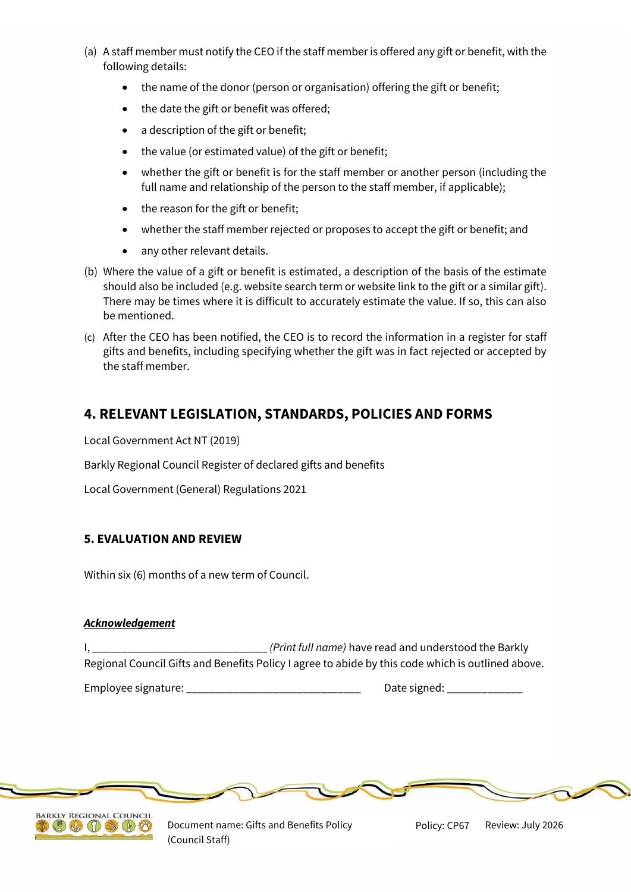(a) A staff member must notify the CEO if the staff member is offered any gift or benefit, with the following details:

- the name of the donor (person or organisation) offering the gift or benefit;
- the date the gift or benefit was offered;
- a description of the gift or benefit;
- the value (or estimated value) of the gift or benefit;
- whether the gift or benefit is for the staff member or another person (including the full name and relationship of the person to the staff member, if applicable);
- the reason for the gift or benefit;
- whether the staff member rejected or proposes to accept the gift or benefit; and
- any other relevant details.

(b) Where the value of a gift or benefit is estimated, a description of the basis of the estimate should also be included (e.g. website search term or website link to the gift or a similar gift). There may be times where it is difficult to accurately estimate the value. If so, this can also be mentioned.

(c) After the CEO has been notified, the CEO is to record the information in a register for staff gifts and benefits, including specifying whether the gift was in fact rejected or accepted by the staff member.

## 4. RELEVANT LEGISLATION, STANDARDS, POLICIES AND FORMS

Local Government Act NT (2019)

Barkly Regional Council Register of declared gifts and benefits

Local Government (General) Regulations 2021

### 5. EVALUATION AND REVIEW

Within six (6) months of a new term of Council.

***Acknowledgement***

I, ______________________________ *(Print full name)* have read and understood the Barkly Regional Council Gifts and Benefits Policy I agree to abide by this code which is outlined above.

Employee signature: ______________________________ Date signed: _____________